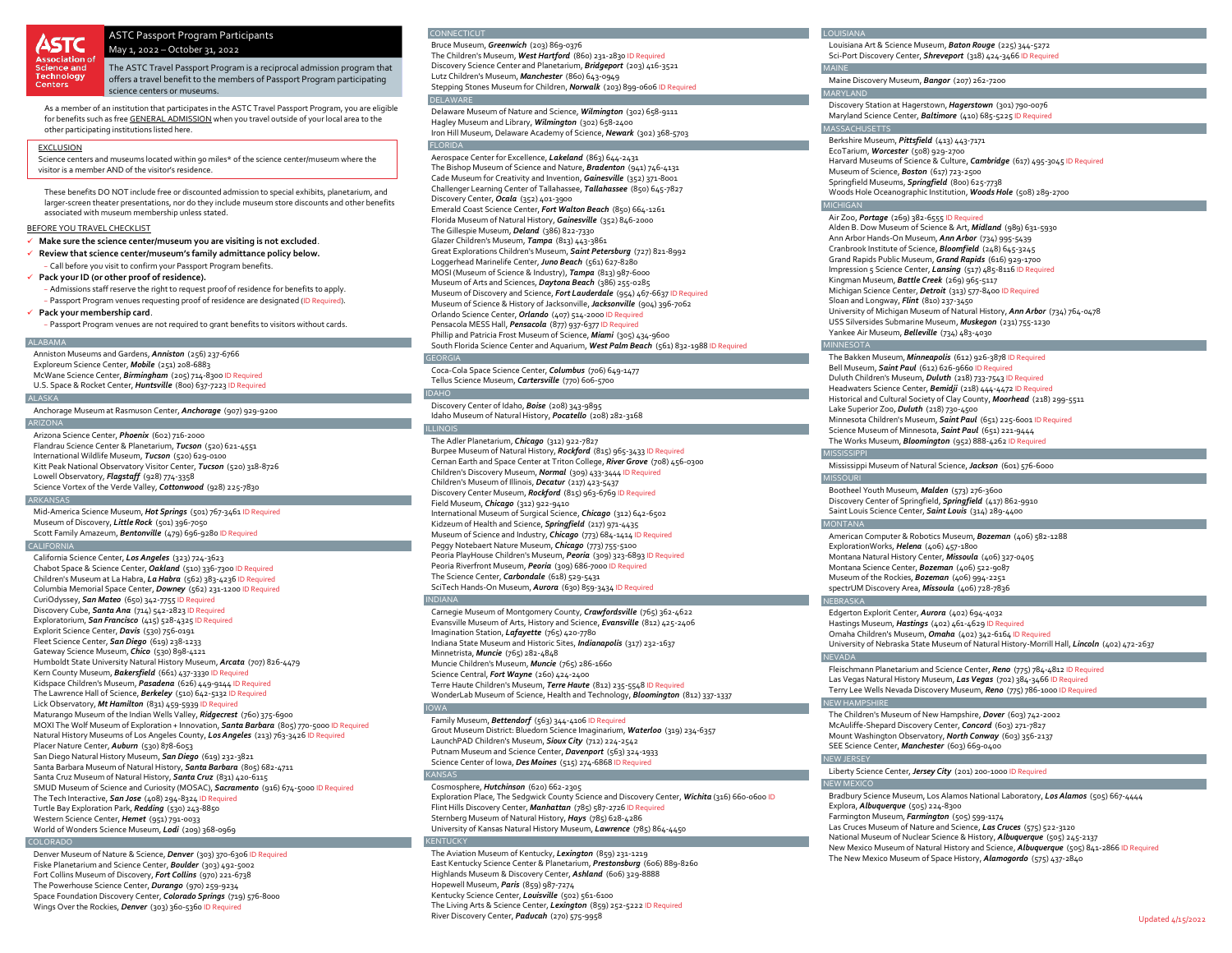# ASTC Passport Program Participants

May 1, 2022 – October 31, 2022

The ASTC Travel Passport Program is a reciprocal admission program that offers a travel benefit to the members of Passport Program participating science centers or museums.

As a member of an institution that participates in the ASTC Travel Passport Program, you are eligible for benefits such as free GENERAL ADMISSION when you travel outside of your local area to the other participating institutions listed here.

**EXCLUSION**

Science centers and museums located within 90 miles* of the science center/museum where the visitor is a member AND of the visitor's residence.

These benefits DO NOT include free or discounted admission to special exhibits, planetarium, and larger-screen theater presentations, nor do they include museum store discounts and other benefits associated with museum membership unless stated.

**BEFORE YOU TRAVEL CHECKLIST**

- ✓ **Make sure the science center/museum you are visiting is not excluded**.
- ✓ **Review that science center/museum's family admittance policy below.**
  - Call before you visit to confirm your Passport Program benefits.
- ✓ **Pack your ID (or other proof of residence).**
  - Admissions staff reserve the right to request proof of residence for benefits to apply.
  - Passport Program venues requesting proof of residence are designated (ID Required).
- ✓ **Pack your membership card**.
  - Passport Program venues are not required to grant benefits to visitors without cards.

## ALABAMA

- Anniston Museums and Gardens, ***Anniston*** (256) 237-6766
- Exploreum Science Center, ***Mobile*** (251) 208-6883
- McWane Science Center, ***Birmingham*** (205) 714-8300 ID Required
- U.S. Space & Rocket Center, ***Huntsville*** (800) 637-7223 ID Required

## ALASKA

- Anchorage Museum at Rasmuson Center, ***Anchorage*** (907) 929-9200

## ARIZONA

- Arizona Science Center, ***Phoenix*** (602) 716-2000
- Flandrau Science Center & Planetarium, ***Tucson*** (520) 621-4551
- International Wildlife Museum, ***Tucson*** (520) 629-0100
- Kitt Peak National Observatory Visitor Center, ***Tucson*** (520) 318-8726
- Lowell Observatory, ***Flagstaff*** (928) 774-3358
- Science Vortex of the Verde Valley, ***Cottonwood*** (928) 225-7830

## ARKANSAS

- Mid-America Science Museum, ***Hot Springs*** (501) 767-3461 ID Required
- Museum of Discovery, ***Little Rock*** (501) 396-7050
- Scott Family Amazeum, ***Bentonville*** (479) 696-9280 ID Required

## CALIFORNIA

- California Science Center, ***Los Angeles*** (323) 724-3623
- Chabot Space & Science Center, ***Oakland*** (510) 336-7300 ID Required
- Children's Museum at La Habra, ***La Habra*** (562) 383-4236 ID Required
- Columbia Memorial Space Center, ***Downey*** (562) 231-1200 ID Required
- CuriOdyssey, ***San Mateo*** (650) 342-7755 ID Required
- Discovery Cube, ***Santa Ana*** (714) 542-2823 ID Required
- Exploratorium, ***San Francisco*** (415) 528-4325 ID Required
- Explorit Science Center, ***Davis*** (530) 756-0191
- Fleet Science Center, ***San Diego*** (619) 238-1233
- Gateway Science Museum, ***Chico*** (530) 898-4121
- Humboldt State University Natural History Museum, ***Arcata*** (707) 826-4479
- Kern County Museum, ***Bakersfield*** (661) 437-3330 ID Required
- Kidspace Children's Museum, ***Pasadena*** (626) 449-9144 ID Required
- The Lawrence Hall of Science, ***Berkeley*** (510) 642-5132 ID Required
- Lick Observatory, ***Mt Hamilton*** (831) 459-5939 ID Required
- Maturango Museum of the Indian Wells Valley, ***Ridgecrest*** (760) 375-6900
- MOXI The Wolf Museum of Exploration + Innovation, ***Santa Barbara*** (805) 770-5000 ID Required
- Natural History Museums of Los Angeles County, ***Los Angeles*** (213) 763-3426 ID Required
- Placer Nature Center, ***Auburn*** (530) 878-6053
- San Diego Natural History Museum, ***San Diego*** (619) 232-3821
- Santa Barbara Museum of Natural History, ***Santa Barbara*** (805) 682-4711
- Santa Cruz Museum of Natural History, ***Santa Cruz*** (831) 420-6115
- SMUD Museum of Science and Curiosity (MOSAC), ***Sacramento*** (916) 674-5000 ID Required
- The Tech Interactive, ***San Jose*** (408) 294-8324 ID Required
- Turtle Bay Exploration Park, ***Redding*** (530) 243-8850
- Western Science Center, ***Hemet*** (951) 791-0033
- World of Wonders Science Museum, ***Lodi*** (209) 368-0969

## COLORADO

- Denver Museum of Nature & Science, ***Denver*** (303) 370-6306 ID Required
- Fiske Planetarium and Science Center, ***Boulder*** (303) 492-5002
- Fort Collins Museum of Discovery, ***Fort Collins*** (970) 221-6738
- The Powerhouse Science Center, ***Durango*** (970) 259-9234
- Space Foundation Discovery Center, ***Colorado Springs*** (719) 576-8000
- Wings Over the Rockies, ***Denver*** (303) 360-5360 ID Required

## CONNECTICUT

- Bruce Museum, ***Greenwich*** (203) 869-0376
- The Children's Museum, ***West Hartford*** (860) 231-2830 ID Required
- Discovery Science Center and Planetarium, ***Bridgeport*** (203) 416-3521
- Lutz Children's Museum, ***Manchester*** (860) 643-0949
- Stepping Stones Museum for Children, ***Norwalk*** (203) 899-0606 ID Required

## DELAWARE

- Delaware Museum of Nature and Science, ***Wilmington*** (302) 658-9111
- Hagley Museum and Library, ***Wilmington*** (302) 658-2400
- Iron Hill Museum, Delaware Academy of Science, ***Newark*** (302) 368-5703

## FLORIDA

- Aerospace Center for Excellence, ***Lakeland*** (863) 644-2431
- The Bishop Museum of Science and Nature, ***Bradenton*** (941) 746-4131
- Cade Museum for Creativity and Invention, ***Gainesville*** (352) 371-8001
- Challenger Learning Center of Tallahassee, ***Tallahassee*** (850) 645-7827
- Discovery Center, ***Ocala*** (352) 401-3900
- Emerald Coast Science Center, ***Fort Walton Beach*** (850) 664-1261
- Florida Museum of Natural History, ***Gainesville*** (352) 846-2000
- The Gillespie Museum, ***Deland*** (386) 822-7330
- Glazer Children's Museum, ***Tampa*** (813) 443-3861
- Great Explorations Children's Museum, ***Saint Petersburg*** (727) 821-8992
- Loggerhead Marinelife Center, ***Juno Beach*** (561) 627-8280
- MOSI (Museum of Science & Industry), ***Tampa*** (813) 987-6000
- Museum of Arts and Sciences, ***Daytona Beach*** (386) 255-0285
- Museum of Discovery and Science, ***Fort Lauderdale*** (954) 467-6637 ID Required
- Museum of Science & History of Jacksonville, ***Jacksonville*** (904) 396-7062
- Orlando Science Center, ***Orlando*** (407) 514-2000 ID Required
- Pensacola MESS Hall, ***Pensacola*** (877) 937-6377 ID Required
- Phillip and Patricia Frost Museum of Science, ***Miami*** (305) 434-9600
- South Florida Science Center and Aquarium, ***West Palm Beach*** (561) 832-1988 ID Required

## GEORGIA

- Coca-Cola Space Science Center, ***Columbus*** (706) 649-1477
- Tellus Science Museum, ***Cartersville*** (770) 606-5700

## IDAHO

- Discovery Center of Idaho, ***Boise*** (208) 343-9895
- Idaho Museum of Natural History, ***Pocatello*** (208) 282-3168

## ILLINOIS

- The Adler Planetarium, ***Chicago*** (312) 922-7827
- Burpee Museum of Natural History, ***Rockford*** (815) 965-3433 ID Required
- Cernan Earth and Space Center at Triton College, ***River Grove*** (708) 456-0300
- Children's Discovery Museum, ***Normal*** (309) 433-3444 ID Required
- Children's Museum of Illinois, ***Decatur*** (217) 423-5437
- Discovery Center Museum, ***Rockford*** (815) 963-6769 ID Required
- Field Museum, ***Chicago*** (312) 922-9410
- International Museum of Surgical Science, ***Chicago*** (312) 642-6502
- Kidzeum of Health and Science, ***Springfield*** (217) 971-4435
- Museum of Science and Industry, ***Chicago*** (773) 684-1414 ID Required
- Peggy Notebaert Nature Museum, ***Chicago*** (773) 755-5100
- Peoria PlayHouse Children's Museum, ***Peoria*** (309) 323-6893 ID Required
- Peoria Riverfront Museum, ***Peoria*** (309) 686-7000 ID Required
- The Science Center, ***Carbondale*** (618) 529-5431
- SciTech Hands-On Museum, ***Aurora*** (630) 859-3434 ID Required

## INDIANA

- Carnegie Museum of Montgomery County, ***Crawfordsville*** (765) 362-4622
- Evansville Museum of Arts, History and Science, ***Evansville*** (812) 425-2406
- Imagination Station, ***Lafayette*** (765) 420-7780
- Indiana State Museum and Historic Sites, ***Indianapolis*** (317) 232-1637
- Minnetrista, ***Muncie*** (765) 282-4848
- Muncie Children's Museum, ***Muncie*** (765) 286-1660
- Science Central, ***Fort Wayne*** (260) 424-2400
- Terre Haute Children's Museum, ***Terre Haute*** (812) 235-5548 ID Required
- WonderLab Museum of Science, Health and Technology, ***Bloomington*** (812) 337-1337

## IOWA

- Family Museum, ***Bettendorf*** (563) 344-4106 ID Required
- Grout Museum District: Bluedorn Science Imaginarium, ***Waterloo*** (319) 234-6357
- LaunchPAD Children's Museum, ***Sioux City*** (712) 224-2542
- Putnam Museum and Science Center, ***Davenport*** (563) 324-1933
- Science Center of Iowa, ***Des Moines*** (515) 274-6868 ID Required

## KANSAS

- Cosmosphere, ***Hutchinson*** (620) 662-2305
- Exploration Place, The Sedgwick County Science and Discovery Center, ***Wichita*** (316) 660-0600 ID
- Flint Hills Discovery Center, ***Manhattan*** (785) 587-2726 ID Required
- Sternberg Museum of Natural History, ***Hays*** (785) 628-4286
- University of Kansas Natural History Museum, ***Lawrence*** (785) 864-4450

## KENTUCKY

- The Aviation Museum of Kentucky, ***Lexington*** (859) 231-1219
- East Kentucky Science Center & Planetarium, ***Prestonsburg*** (606) 889-8260
- Highlands Museum & Discovery Center, ***Ashland*** (606) 329-8888
- Hopewell Museum, ***Paris*** (859) 987-7274
- Kentucky Science Center, ***Louisville*** (502) 561-6100
- The Living Arts & Science Center, ***Lexington*** (859) 252-5222 ID Required
- River Discovery Center, ***Paducah*** (270) 575-9958

## LOUISIANA

- Louisiana Art & Science Museum, ***Baton Rouge*** (225) 344-5272
- Sci-Port Discovery Center, ***Shreveport*** (318) 424-3466 ID Required

## MAINE

- Maine Discovery Museum, ***Bangor*** (207) 262-7200

## MARYLAND

- Discovery Station at Hagerstown, ***Hagerstown*** (301) 790-0076
- Maryland Science Center, ***Baltimore*** (410) 685-5225 ID Required

## MASSACHUSETTS

- Berkshire Museum, ***Pittsfield*** (413) 443-7171
- EcoTarium, ***Worcester*** (508) 929-2700
- Harvard Museums of Science & Culture, ***Cambridge*** (617) 495-3045 ID Required
- Museum of Science, ***Boston*** (617) 723-2500
- Springfield Museums, ***Springfield*** (800) 625-7738
- Woods Hole Oceanographic Institution, ***Woods Hole*** (508) 289-2700

## MICHIGAN

- Air Zoo, ***Portage*** (269) 382-6555 ID Required
- Alden B. Dow Museum of Science & Art, ***Midland*** (989) 631-5930
- Ann Arbor Hands-On Museum, ***Ann Arbor*** (734) 995-5439
- Cranbrook Institute of Science, ***Bloomfield*** (248) 645-3245
- Grand Rapids Public Museum, ***Grand Rapids*** (616) 929-1700
- Impression 5 Science Center, ***Lansing*** (517) 485-8116 ID Required
- Kingman Museum, ***Battle Creek*** (269) 965-5117
- Michigan Science Center, ***Detroit*** (313) 577-8400 ID Required
- Sloan and Longway, ***Flint*** (810) 237-3450
- University of Michigan Museum of Natural History, ***Ann Arbor*** (734) 764-0478
- USS Silversides Submarine Museum, ***Muskegon*** (231) 755-1230
- Yankee Air Museum, ***Belleville*** (734) 483-4030

## MINNESOTA

- The Bakken Museum, ***Minneapolis*** (612) 926-3878 ID Required
- Bell Museum, ***Saint Paul*** (612) 626-9660 ID Required
- Duluth Children's Museum, ***Duluth*** (218) 733-7543 ID Required
- Headwaters Science Center, ***Bemidji*** (218) 444-4472 ID Required
- Historical and Cultural Society of Clay County, ***Moorhead*** (218) 299-5511
- Lake Superior Zoo, ***Duluth*** (218) 730-4500
- Minnesota Children's Museum, ***Saint Paul*** (651) 225-6001 ID Required
- Science Museum of Minnesota, ***Saint Paul*** (651) 221-9444
- The Works Museum, ***Bloomington*** (952) 888-4262 ID Required

## MISSISSIPPI

- Mississippi Museum of Natural Science, ***Jackson*** (601) 576-6000

## MISSOURI

- Bootheel Youth Museum, ***Malden*** (573) 276-3600
- Discovery Center of Springfield, ***Springfield*** (417) 862-9910
- Saint Louis Science Center, ***Saint Louis*** (314) 289-4400

## MONTANA

- American Computer & Robotics Museum, ***Bozeman*** (406) 582-1288
- ExplorationWorks, ***Helena*** (406) 457-1800
- Montana Natural History Center, ***Missoula*** (406) 327-0405
- Montana Science Center, ***Bozeman*** (406) 522-9087
- Museum of the Rockies, ***Bozeman*** (406) 994-2251
- spectrUM Discovery Area, ***Missoula*** (406) 728-7836

## NEBRASKA

- Edgerton Explorit Center, ***Aurora*** (402) 694-4032
- Hastings Museum, ***Hastings*** (402) 461-4629 ID Required
- Omaha Children's Museum, ***Omaha*** (402) 342-6164 ID Required
- University of Nebraska State Museum of Natural History-Morrill Hall, ***Lincoln*** (402) 472-2637

## NEVADA

- Fleischmann Planetarium and Science Center, ***Reno*** (775) 784-4812 ID Required
- Las Vegas Natural History Museum, ***Las Vegas*** (702) 384-3466 ID Required
- Terry Lee Wells Nevada Discovery Museum, ***Reno*** (775) 786-1000 ID Required

## NEW HAMPSHIRE

- The Children's Museum of New Hampshire, ***Dover*** (603) 742-2002
- McAuliffe-Shepard Discovery Center, ***Concord*** (603) 271-7827
- Mount Washington Observatory, ***North Conway*** (603) 356-2137
- SEE Science Center, ***Manchester*** (603) 669-0400

## NEW JERSEY

- Liberty Science Center, ***Jersey City*** (201) 200-1000 ID Required

## NEW MEXICO

- Bradbury Science Museum, Los Alamos National Laboratory, ***Los Alamos*** (505) 667-4444
- Explora, ***Albuquerque*** (505) 224-8300
- Farmington Museum, ***Farmington*** (505) 599-1174
- Las Cruces Museum of Nature and Science, ***Las Cruces*** (575) 522-3120
- National Museum of Nuclear Science & History, ***Albuquerque*** (505) 245-2137
- New Mexico Museum of Natural History and Science, ***Albuquerque*** (505) 841-2866 ID Required
- The New Mexico Museum of Space History, ***Alamogordo*** (575) 437-2840

Updated 4/15/2022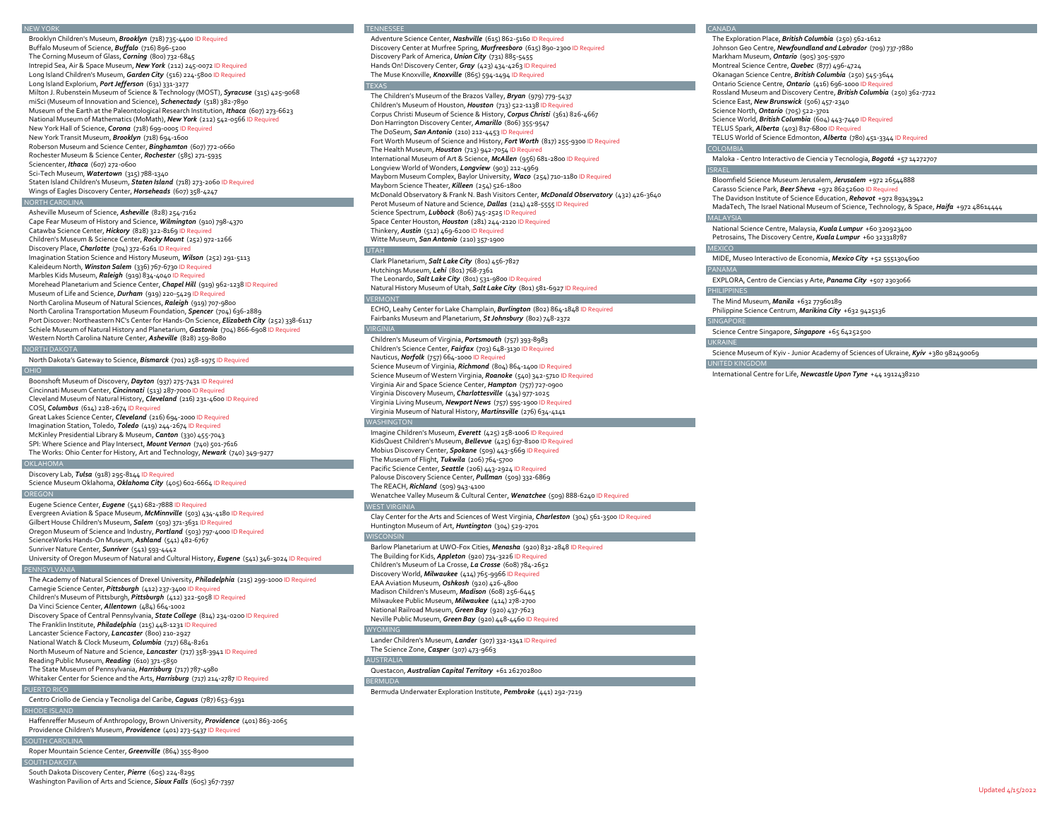## NEW YORK

- Brooklyn Children's Museum, ***Brooklyn*** (718) 735-4400 ID Required
- Buffalo Museum of Science, ***Buffalo*** (716) 896-5200
- The Corning Museum of Glass, ***Corning*** (800) 732-6845
- Intrepid Sea, Air & Space Museum, ***New York*** (212) 245-0072 ID Required
- Long Island Children's Museum, ***Garden City*** (516) 224-5800 ID Required
- Long Island Explorium, ***Port Jefferson*** (631) 331-3277
- Milton J. Rubenstein Museum of Science & Technology (MOST), ***Syracuse*** (315) 425-9068
- miSci (Museum of Innovation and Science), ***Schenectady*** (518) 382-7890
- Museum of the Earth at the Paleontological Research Institution, ***Ithaca*** (607) 273-6623
- National Museum of Mathematics (MoMath), ***New York*** (212) 542-0566 ID Required
- New York Hall of Science, ***Corona*** (718) 699-0005 ID Required
- New York Transit Museum, ***Brooklyn*** (718) 694-1600
- Roberson Museum and Science Center, ***Binghamton*** (607) 772-0660
- Rochester Museum & Science Center, ***Rochester*** (585) 271-5935
- Sciencenter, ***Ithaca*** (607) 272-0600
- Sci-Tech Museum, ***Watertown*** (315) 788-1340
- Staten Island Children's Museum, ***Staten Island*** (718) 273-2060 ID Required
- Wings of Eagles Discovery Center, ***Horseheads*** (607) 358-4247

## NORTH CAROLINA

- Asheville Museum of Science, ***Asheville*** (828) 254-7162
- Cape Fear Museum of History and Science, ***Wilmington*** (910) 798-4370
- Catawba Science Center, ***Hickory*** (828) 322-8169 ID Required
- Children's Museum & Science Center, ***Rocky Mount*** (252) 972-1266
- Discovery Place, ***Charlotte*** (704) 372-6261 ID Required
- Imagination Station Science and History Museum, ***Wilson*** (252) 291-5113
- Kaleideum North, ***Winston Salem*** (336) 767-6730 ID Required
- Marbles Kids Museum, ***Raleigh*** (919) 834-4040 ID Required
- Morehead Planetarium and Science Center, ***Chapel Hill*** (919) 962-1238 ID Required
- Museum of Life and Science, ***Durham*** (919) 220-5429 ID Required
- North Carolina Museum of Natural Sciences, ***Raleigh*** (919) 707-9800
- North Carolina Transportation Museum Foundation, ***Spencer*** (704) 636-2889
- Port Discover: Northeastern NC's Center for Hands-On Science, ***Elizabeth City*** (252) 338-6117
- Schiele Museum of Natural History and Planetarium, ***Gastonia*** (704) 866-6908 ID Required
- Western North Carolina Nature Center, ***Asheville*** (828) 259-8080

## NORTH DAKOTA

- North Dakota's Gateway to Science, ***Bismarck*** (701) 258-1975 ID Required

## OHIO

- Boonshoft Museum of Discovery, ***Dayton*** (937) 275-7431 ID Required
- Cincinnati Museum Center, ***Cincinnati*** (513) 287-7000 ID Required
- Cleveland Museum of Natural History, ***Cleveland*** (216) 231-4600 ID Required
- COSI, ***Columbus*** (614) 228-2674 ID Required
- Great Lakes Science Center, ***Cleveland*** (216) 694-2000 ID Required
- Imagination Station, Toledo, ***Toledo*** (419) 244-2674 ID Required
- McKinley Presidential Library & Museum, ***Canton*** (330) 455-7043
- SPI: Where Science and Play Intersect, ***Mount Vernon*** (740) 501-7616
- The Works: Ohio Center for History, Art and Technology, ***Newark*** (740) 349-9277

## OKLAHOMA

- Discovery Lab, ***Tulsa*** (918) 295-8144 ID Required
- Science Museum Oklahoma, ***Oklahoma City*** (405) 602-6664 ID Required

## OREGON

- Eugene Science Center, ***Eugene*** (541) 682-7888 ID Required
- Evergreen Aviation & Space Museum, ***McMinnville*** (503) 434-4180 ID Required
- Gilbert House Children's Museum, ***Salem*** (503) 371-3631 ID Required
- Oregon Museum of Science and Industry, ***Portland*** (503) 797-4000 ID Required
- ScienceWorks Hands-On Museum, ***Ashland*** (541) 482-6767
- Sunriver Nature Center, ***Sunriver*** (541) 593-4442
- University of Oregon Museum of Natural and Cultural History, ***Eugene*** (541) 346-3024 ID Required

## PENNSYLVANIA

- The Academy of Natural Sciences of Drexel University, ***Philadelphia*** (215) 299-1000 ID Required
- Carnegie Science Center, ***Pittsburgh*** (412) 237-3400 ID Required
- Children's Museum of Pittsburgh, ***Pittsburgh*** (412) 322-5058 ID Required
- Da Vinci Science Center, ***Allentown*** (484) 664-1002
- Discovery Space of Central Pennsylvania, ***State College*** (814) 234-0200 ID Required
- The Franklin Institute, ***Philadelphia*** (215) 448-1231 ID Required
- Lancaster Science Factory, ***Lancaster*** (800) 210-2927
- National Watch & Clock Museum, ***Columbia*** (717) 684-8261
- North Museum of Nature and Science, ***Lancaster*** (717) 358-3941 ID Required
- Reading Public Museum, ***Reading*** (610) 371-5850
- The State Museum of Pennsylvania, ***Harrisburg*** (717) 787-4980
- Whitaker Center for Science and the Arts, ***Harrisburg*** (717) 214-2787 ID Required

## PUERTO RICO

- Centro Criollo de Ciencia y Tecnoliga del Caribe, ***Caguas*** (787) 653-6391

## RHODE ISLAND

- Haffenreffer Museum of Anthropology, Brown University, ***Providence*** (401) 863-2065
- Providence Children's Museum, ***Providence*** (401) 273-5437 ID Required

## SOUTH CAROLINA

- Roper Mountain Science Center, ***Greenville*** (864) 355-8900

## SOUTH DAKOTA

- South Dakota Discovery Center, ***Pierre*** (605) 224-8295
- Washington Pavilion of Arts and Science, ***Sioux Falls*** (605) 367-7397

## TENNESSEE

- Adventure Science Center, ***Nashville*** (615) 862-5160 ID Required
- Discovery Center at Murfree Spring, ***Murfreesboro*** (615) 890-2300 ID Required
- Discovery Park of America, ***Union City*** (731) 885-5455
- Hands On! Discovery Center, ***Gray*** (423) 434-4263 ID Required
- The Muse Knoxville, ***Knoxville*** (865) 594-1494 ID Required

## TEXAS

- The Children's Museum of the Brazos Valley, ***Bryan*** (979) 779-5437
- Children's Museum of Houston, ***Houston*** (713) 522-1138 ID Required
- Corpus Christi Museum of Science & History, ***Corpus Christi*** (361) 826-4667
- Don Harrington Discovery Center, ***Amarillo*** (806) 355-9547
- The DoSeum, ***San Antonio*** (210) 212-4453 ID Required
- Fort Worth Museum of Science and History, ***Fort Worth*** (817) 255-9300 ID Required
- The Health Museum, ***Houston*** (713) 942-7054 ID Required
- International Museum of Art & Science, ***McAllen*** (956) 681-2800 ID Required
- Longview World of Wonders, ***Longview*** (903) 212-4969
- Mayborn Museum Complex, Baylor University, ***Waco*** (254) 710-1180 ID Required
- Mayborn Science Theater, ***Killeen*** (254) 526-1800
- McDonald Observatory & Frank N. Bash Visitors Center, ***McDonald Observatory*** (432) 426-3640
- Perot Museum of Nature and Science, ***Dallas*** (214) 428-5555 ID Required
- Science Spectrum, ***Lubbock*** (806) 745-2525 ID Required
- Space Center Houston, ***Houston*** (281) 244-2120 ID Required
- Thinkery, ***Austin*** (512) 469-6200 ID Required
- Witte Museum, ***San Antonio*** (210) 357-1900

## UTAH

- Clark Planetarium, ***Salt Lake City*** (801) 456-7827
- Hutchings Museum, ***Lehi*** (801) 768-7361
- The Leonardo, ***Salt Lake City*** (801) 531-9800 ID Required
- Natural History Museum of Utah, ***Salt Lake City*** (801) 581-6927 ID Required

## VERMONT

- ECHO, Leahy Center for Lake Champlain, ***Burlington*** (802) 864-1848 ID Required
- Fairbanks Museum and Planetarium, ***St Johnsbury*** (802) 748-2372

## VIRGINIA

- Children's Museum of Virginia, ***Portsmouth*** (757) 393-8983
- Children's Science Center, ***Fairfax*** (703) 648-3130 ID Required
- Nauticus, ***Norfolk*** (757) 664-1000 ID Required
- Science Museum of Virginia, ***Richmond*** (804) 864-1400 ID Required
- Science Museum of Western Virginia, ***Roanoke*** (540) 342-5710 ID Required
- Virginia Air and Space Science Center, ***Hampton*** (757) 727-0900
- Virginia Discovery Museum, ***Charlottesville*** (434) 977-1025
- Virginia Living Museum, ***Newport News*** (757) 595-1900 ID Required
- Virginia Museum of Natural History, ***Martinsville*** (276) 634-4141

## WASHINGTON

- Imagine Children's Museum, ***Everett*** (425) 258-1006 ID Required
- KidsQuest Children's Museum, ***Bellevue*** (425) 637-8100 ID Required
- Mobius Discovery Center, ***Spokane*** (509) 443-5669 ID Required
- The Museum of Flight, ***Tukwila*** (206) 764-5700
- Pacific Science Center, ***Seattle*** (206) 443-2924 ID Required
- Palouse Discovery Science Center, ***Pullman*** (509) 332-6869
- The REACH, ***Richland*** (509) 943-4100
- Wenatchee Valley Museum & Cultural Center, ***Wenatchee*** (509) 888-6240 ID Required

## WEST VIRGINIA

- Clay Center for the Arts and Sciences of West Virginia, ***Charleston*** (304) 561-3500 ID Required
- Huntington Museum of Art, ***Huntington*** (304) 529-2701

## WISCONSIN

- Barlow Planetarium at UWO-Fox Cities, ***Menasha*** (920) 832-2848 ID Required
- The Building for Kids, ***Appleton*** (920) 734-3226 ID Required
- Children's Museum of La Crosse, ***La Crosse*** (608) 784-2652
- Discovery World, ***Milwaukee*** (414) 765-9966 ID Required
- EAA Aviation Museum, ***Oshkosh*** (920) 426-4800
- Madison Children's Museum, ***Madison*** (608) 256-6445
- Milwaukee Public Museum, ***Milwaukee*** (414) 278-2700
- National Railroad Museum, ***Green Bay*** (920) 437-7623
- Neville Public Museum, ***Green Bay*** (920) 448-4460 ID Required

## WYOMING

- Lander Children's Museum, ***Lander*** (307) 332-1341 ID Required
- The Science Zone, ***Casper*** (307) 473-9663

## AUSTRALIA

- Questacon, ***Australian Capital Territory*** +61 262702800

## BERMUDA

- Bermuda Underwater Exploration Institute, ***Pembroke*** (441) 292-7219

## CANADA

- The Exploration Place, ***British Columbia*** (250) 562-1612
- Johnson Geo Centre, ***Newfoundland and Labrador*** (709) 737-7880
- Markham Museum, ***Ontario*** (905) 305-5970
- Montreal Science Centre, ***Quebec*** (877) 496-4724
- Okanagan Science Centre, ***British Columbia*** (250) 545-3644
- Ontario Science Centre, ***Ontario*** (416) 696-1000 ID Required
- Rossland Museum and Discovery Centre, ***British Columbia*** (250) 362-7722
- Science East, ***New Brunswick*** (506) 457-2340
- Science North, ***Ontario*** (705) 522-3701
- Science World, ***British Columbia*** (604) 443-7440 ID Required
- TELUS Spark, ***Alberta*** (403) 817-6800 ID Required
- TELUS World of Science Edmonton, ***Alberta*** (780) 451-3344 ID Required

## COLOMBIA

- Maloka - Centro Interactivo de Ciencia y Tecnologia, ***Bogotá*** +57 14272707

## ISRAEL

- Bloomfield Science Museum Jerusalem, ***Jerusalem*** +972 26544888
- Carasso Science Park, ***Beer Sheva*** +972 86252600 ID Required
- The Davidson Institute of Science Education, ***Rehovot*** +972 89343942
- MadaTech, The Israel National Museum of Science, Technology, & Space, ***Haifa*** +972 48614444

## MALAYSIA

- National Science Centre, Malaysia, ***Kuala Lumpur*** +60 320923400
- Petrosains, The Discovery Centre, ***Kuala Lumpur*** +60 323318787

## MEXICO

- MIDE, Museo Interactivo de Economia, ***Mexico City*** +52 5551304600

## PANAMA

- EXPLORA, Centro de Ciencias y Arte, ***Panama City*** +507 2303066

## PHILIPPINES

- The Mind Museum, ***Manila*** +632 77960189
- Philippine Science Centrum, ***Marikina City*** +632 9425136

## SINGAPORE

- Science Centre Singapore, ***Singapore*** +65 64252500

## UKRAINE

- Science Museum of Kyiv - Junior Academy of Sciences of Ukraine, ***Kyiv*** +380 982490069

## UNITED KINGDOM

- International Centre for Life, ***Newcastle Upon Tyne*** +44 1912438210

Updated 4/15/2022